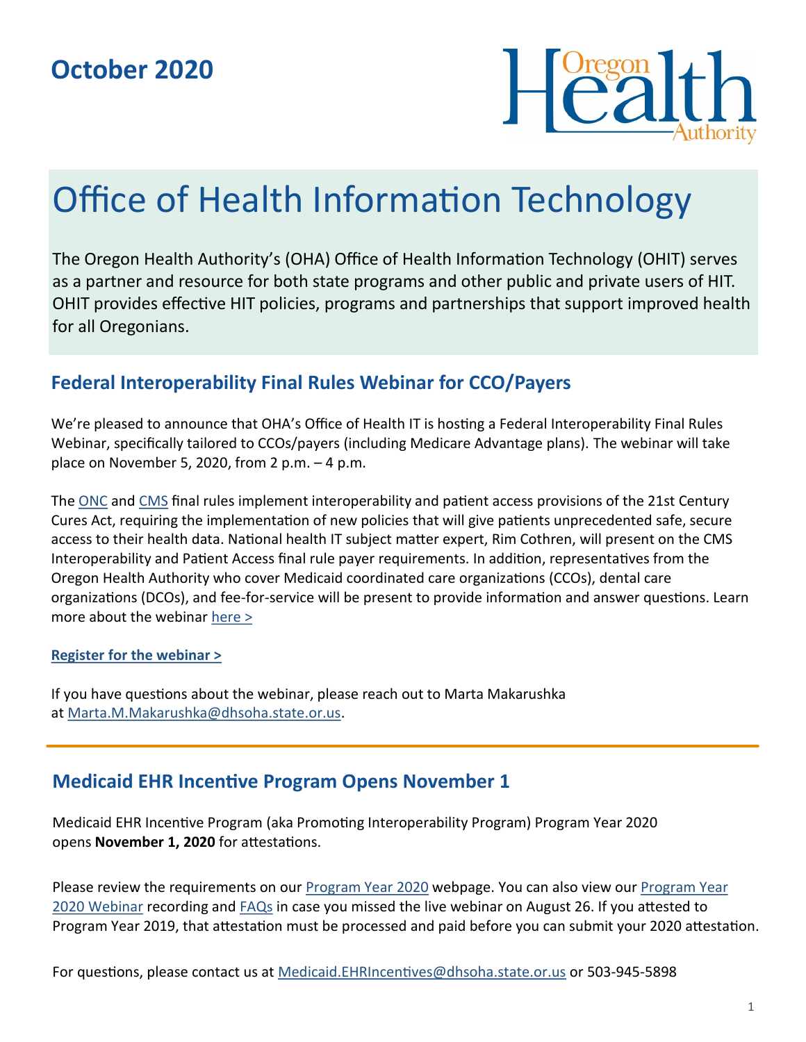October 2020

# Office of Health Information Technology

The Oregon Health Authority's (OHA) Office of Health Information Technology (OHIT) serves as a partner and resource for both state programs and other public and private users of HIT. OHIT provides effective HIT policies, programs and partnerships that support improved health for all Oregonians.

## Federal Interoperability Final Rules Webinar for CCO/Payers

We're pleased to announce that OHA's Office of Health IT is hosting a Federal Interoperability Final Rules Webinar, specifically tailored to CCOs/payers (including Medicare Advantage plans). The webinar will take place on November 5, 2020, from 2 p.m. – 4 p.m.

The ONC and CMS final rules implement interoperability and patient access provisions of the 21st Century Cures Act, requiring the implementation of new policies that will give patients unprecedented safe, secure access to their health data. National health IT subject matter expert, Rim Cothren, will present on the CMS Interoperability and Patient Access final rule payer requirements. In addition, representatives from the Oregon Health Authority who cover Medicaid coordinated care organizations (CCOs), dental care organizations (DCOs), and fee-for-service will be present to provide information and answer questions. Learn more about the webinar here >

**Register for the webinar >**

If you have questions about the webinar, please reach out to Marta Makarushka at Marta.M.Makarushka@dhsoha.state.or.us.

## Medicaid EHR Incentive Program Opens November 1

Medicaid EHR Incentive Program (aka Promoting Interoperability Program) Program Year 2020 opens **November 1, 2020** for attestations.

Please review the requirements on our Program Year 2020 webpage. You can also view our Program Year 2020 Webinar recording and FAQs in case you missed the live webinar on August 26. If you attested to Program Year 2019, that attestation must be processed and paid before you can submit your 2020 attestation.

For questions, please contact us at Medicaid.EHRIncentives@dhsoha.state.or.us or 503-945-5898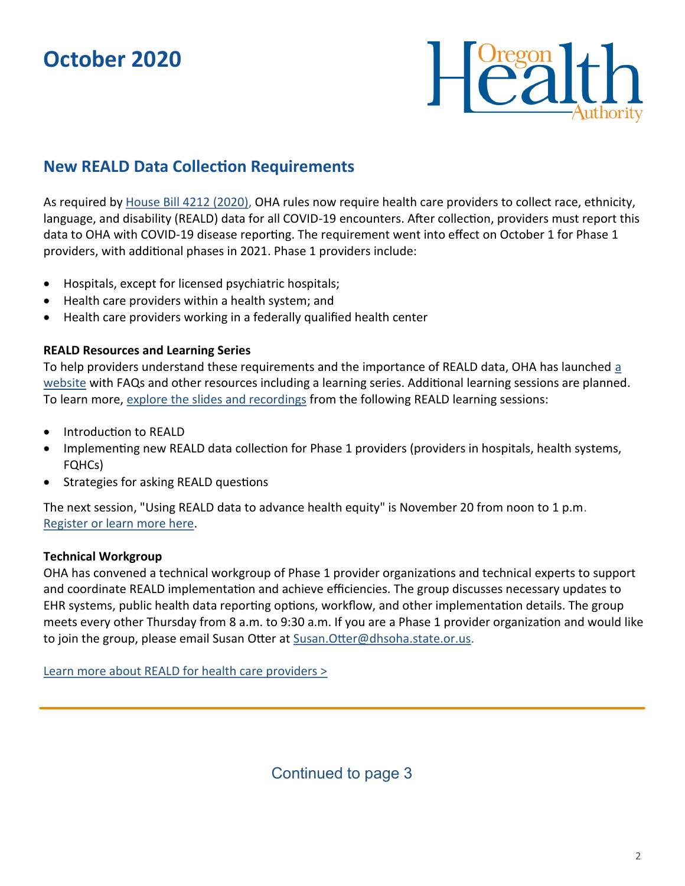# October 2020

## New REALD Data Collection Requirements

As required by House Bill 4212 (2020), OHA rules now require health care providers to collect race, ethnicity, language, and disability (REALD) data for all COVID-19 encounters. After collection, providers must report this data to OHA with COVID-19 disease reporting. The requirement went into effect on October 1 for Phase 1 providers, with additional phases in 2021. Phase 1 providers include:

- Hospitals, except for licensed psychiatric hospitals;
- Health care providers within a health system; and
- Health care providers working in a federally qualified health center

**REALD Resources and Learning Series**

To help providers understand these requirements and the importance of REALD data, OHA has launched a website with FAQs and other resources including a learning series. Additional learning sessions are planned. To learn more, explore the slides and recordings from the following REALD learning sessions:

- Introduction to REALD
- Implementing new REALD data collection for Phase 1 providers (providers in hospitals, health systems, FQHCs)
- Strategies for asking REALD questions

The next session, "Using REALD data to advance health equity" is November 20 from noon to 1 p.m. Register or learn more here.

**Technical Workgroup**

OHA has convened a technical workgroup of Phase 1 provider organizations and technical experts to support and coordinate REALD implementation and achieve efficiencies. The group discusses necessary updates to EHR systems, public health data reporting options, workflow, and other implementation details. The group meets every other Thursday from 8 a.m. to 9:30 a.m. If you are a Phase 1 provider organization and would like to join the group, please email Susan Otter at Susan.Otter@dhsoha.state.or.us.

Learn more about REALD for health care providers >

Continued to page 3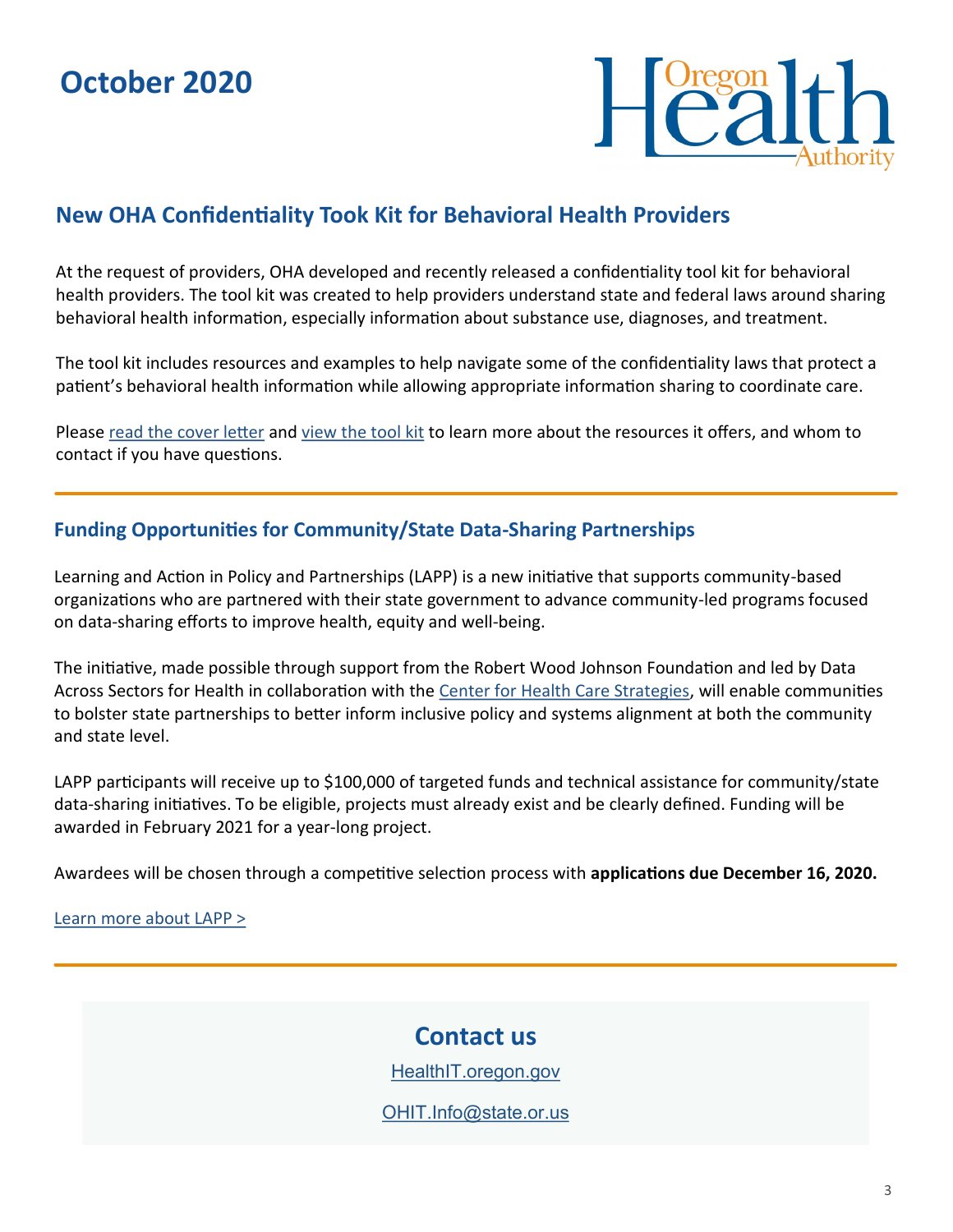# October 2020

## New OHA Confidentiality Took Kit for Behavioral Health Providers

At the request of providers, OHA developed and recently released a confidentiality tool kit for behavioral health providers. The tool kit was created to help providers understand state and federal laws around sharing behavioral health information, especially information about substance use, diagnoses, and treatment.

The tool kit includes resources and examples to help navigate some of the confidentiality laws that protect a patient's behavioral health information while allowing appropriate information sharing to coordinate care.

Please read the cover letter and view the tool kit to learn more about the resources it offers, and whom to contact if you have questions.

---

## Funding Opportunities for Community/State Data-Sharing Partnerships

Learning and Action in Policy and Partnerships (LAPP) is a new initiative that supports community-based organizations who are partnered with their state government to advance community-led programs focused on data-sharing efforts to improve health, equity and well-being.

The initiative, made possible through support from the Robert Wood Johnson Foundation and led by Data Across Sectors for Health in collaboration with the Center for Health Care Strategies, will enable communities to bolster state partnerships to better inform inclusive policy and systems alignment at both the community and state level.

LAPP participants will receive up to $100,000 of targeted funds and technical assistance for community/state data-sharing initiatives. To be eligible, projects must already exist and be clearly defined. Funding will be awarded in February 2021 for a year-long project.

Awardees will be chosen through a competitive selection process with **applications due December 16, 2020.**

Learn more about LAPP >

---

## Contact us

HealthIT.oregon.gov

OHIT.Info@state.or.us